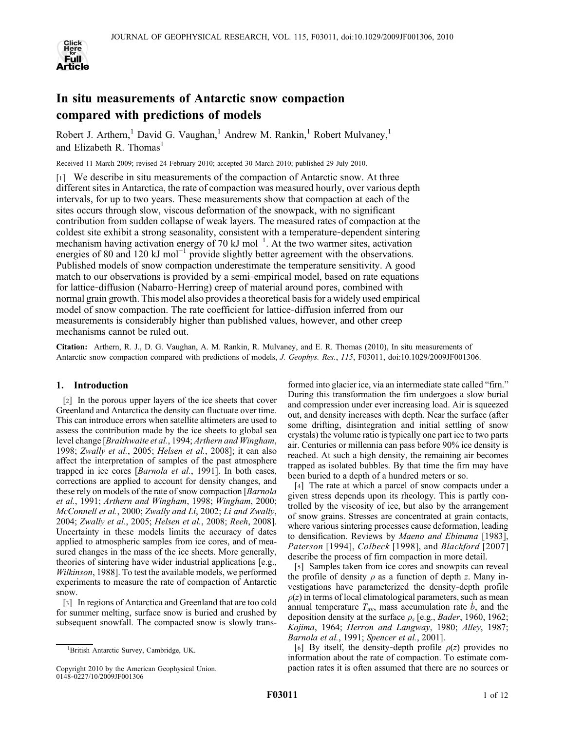# In situ measurements of Antarctic snow compaction compared with predictions of models

Robert J. Arthern,[1] David G. Vaughan,[1] Andrew M. Rankin,[1] Robert Mulvaney,[1] and Elizabeth R. Thomas[1]

Received 11 March 2009; revised 24 February 2010; accepted 30 March 2010; published 29 July 2010.

[1] We describe in situ measurements of the compaction of Antarctic snow. At three different sites in Antarctica, the rate of compaction was measured hourly, over various depth intervals, for up to two years. These measurements show that compaction at each of the sites occurs through slow, viscous deformation of the snowpack, with no significant contribution from sudden collapse of weak layers. The measured rates of compaction at the coldest site exhibit a strong seasonality, consistent with a temperature-dependent sintering mechanism having activation energy of 70 kJ mol$^{-1}$. At the two warmer sites, activation energies of 80 and 120 kJ mol$^{-1}$ provide slightly better agreement with the observations. Published models of snow compaction underestimate the temperature sensitivity. A good match to our observations is provided by a semi-empirical model, based on rate equations for lattice-diffusion (Nabarro-Herring) creep of material around pores, combined with normal grain growth. This model also provides a theoretical basis for a widely used empirical model of snow compaction. The rate coefficient for lattice-diffusion inferred from our measurements is considerably higher than published values, however, and other creep mechanisms cannot be ruled out.

**Citation:** Arthern, R. J., D. G. Vaughan, A. M. Rankin, R. Mulvaney, and E. R. Thomas (2010), In situ measurements of Antarctic snow compaction compared with predictions of models, *J. Geophys. Res.*, *115*, F03011, doi:10.1029/2009JF001306.

## 1. Introduction

[2] In the porous upper layers of the ice sheets that cover Greenland and Antarctica the density can fluctuate over time. This can introduce errors when satellite altimeters are used to assess the contribution made by the ice sheets to global sea level change [*Braithwaite et al.*, 1994; *Arthern and Wingham*, 1998; *Zwally et al.*, 2005; *Helsen et al.*, 2008]; it can also affect the interpretation of samples of the past atmosphere trapped in ice cores [*Barnola et al.*, 1991]. In both cases, corrections are applied to account for density changes, and these rely on models of the rate of snow compaction [*Barnola et al.*, 1991; *Arthern and Wingham*, 1998; *Wingham*, 2000; *McConnell et al.*, 2000; *Zwally and Li*, 2002; *Li and Zwally*, 2004; *Zwally et al.*, 2005; *Helsen et al.*, 2008; *Reeh*, 2008]. Uncertainty in these models limits the accuracy of dates applied to atmospheric samples from ice cores, and of measured changes in the mass of the ice sheets. More generally, theories of sintering have wider industrial applications [e.g., *Wilkinson*, 1988]. To test the available models, we performed experiments to measure the rate of compaction of Antarctic snow.

[3] In regions of Antarctica and Greenland that are too cold for summer melting, surface snow is buried and crushed by subsequent snowfall. The compacted snow is slowly transformed into glacier ice, via an intermediate state called "firn." During this transformation the firn undergoes a slow burial and compression under ever increasing load. Air is squeezed out, and density increases with depth. Near the surface (after some drifting, disintegration and initial settling of snow crystals) the volume ratio is typically one part ice to two parts air. Centuries or millennia can pass before 90% ice density is reached. At such a high density, the remaining air becomes trapped as isolated bubbles. By that time the firn may have been buried to a depth of a hundred meters or so.

[4] The rate at which a parcel of snow compacts under a given stress depends upon its rheology. This is partly controlled by the viscosity of ice, but also by the arrangement of snow grains. Stresses are concentrated at grain contacts, where various sintering processes cause deformation, leading to changes in density. Reviews by *Maeno and Ebinuma* [1983], *Paterson* [1994], *Colbeck* [1998], and *Blackford* [2007] describe the process of firn compaction in more detail.

[5] Samples taken from ice cores and snowpits can reveal the profile of density $\rho$ as a function of depth $z$. Many investigations have parameterized the density-depth profile $\rho(z)$ in terms of local climatological parameters, such as mean annual temperature $T_{\text{av}}$, mass accumulation rate $\dot{b}$, and the deposition density at the surface $\rho_s$ [e.g., *Bader*, 1960, 1962; *Kojima*, 1964; *Herron and Langway*, 1980; *Alley*, 1987; *Barnola et al.*, 1991; *Spencer et al.*, 2001].

[6] By itself, the density-depth profile $\rho(z)$ provides no information about the rate of compaction. To estimate compaction rates it is often assumed that there are no sources or

---

[1]British Antarctic Survey, Cambridge, UK.

Copyright 2010 by the American Geophysical Union.
0148-0227/10/2009JF001306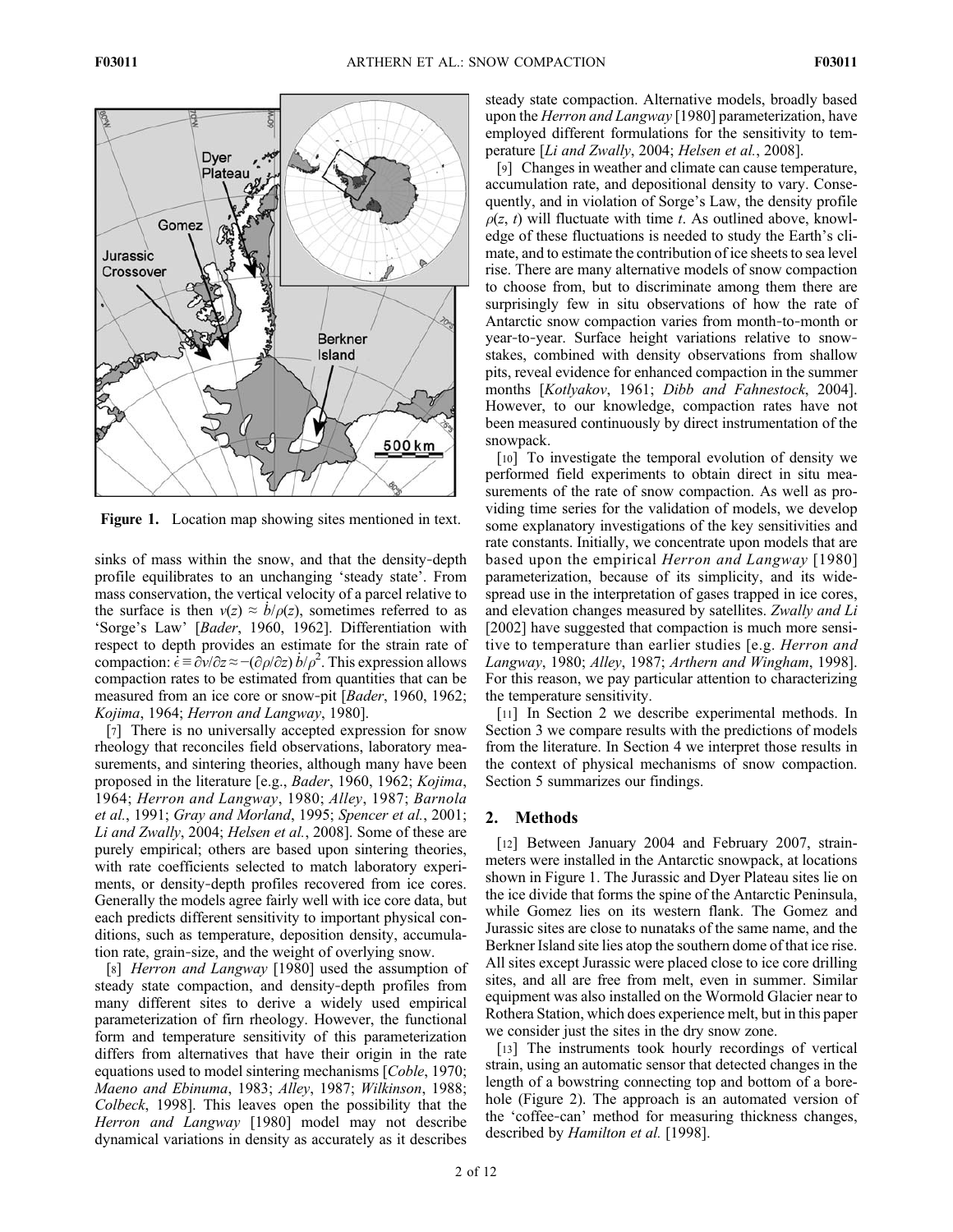Figure 1. Location map showing sites mentioned in text.

sinks of mass within the snow, and that the density-depth profile equilibrates to an unchanging 'steady state'. From mass conservation, the vertical velocity of a parcel relative to the surface is then $v(z) \approx \dot{b}/\rho(z)$, sometimes referred to as 'Sorge's Law' [*Bader*, 1960, 1962]. Differentiation with respect to depth provides an estimate for the strain rate of compaction: $\dot{\epsilon} \equiv \partial v/\partial z \approx -(\partial\rho/\partial z)\,\dot{b}/\rho^2$. This expression allows compaction rates to be estimated from quantities that can be measured from an ice core or snow-pit [*Bader*, 1960, 1962; *Kojima*, 1964; *Herron and Langway*, 1980].

[7] There is no universally accepted expression for snow rheology that reconciles field observations, laboratory measurements, and sintering theories, although many have been proposed in the literature [e.g., *Bader*, 1960, 1962; *Kojima*, 1964; *Herron and Langway*, 1980; *Alley*, 1987; *Barnola et al.*, 1991; *Gray and Morland*, 1995; *Spencer et al.*, 2001; *Li and Zwally*, 2004; *Helsen et al.*, 2008]. Some of these are purely empirical; others are based upon sintering theories, with rate coefficients selected to match laboratory experiments, or density-depth profiles recovered from ice cores. Generally the models agree fairly well with ice core data, but each predicts different sensitivity to important physical conditions, such as temperature, deposition density, accumulation rate, grain-size, and the weight of overlying snow.

[8] *Herron and Langway* [1980] used the assumption of steady state compaction, and density-depth profiles from many different sites to derive a widely used empirical parameterization of firn rheology. However, the functional form and temperature sensitivity of this parameterization differs from alternatives that have their origin in the rate equations used to model sintering mechanisms [*Coble*, 1970; *Maeno and Ebinuma*, 1983; *Alley*, 1987; *Wilkinson*, 1988; *Colbeck*, 1998]. This leaves open the possibility that the *Herron and Langway* [1980] model may not describe dynamical variations in density as accurately as it describes steady state compaction. Alternative models, broadly based upon the *Herron and Langway* [1980] parameterization, have employed different formulations for the sensitivity to temperature [*Li and Zwally*, 2004; *Helsen et al.*, 2008].

[9] Changes in weather and climate can cause temperature, accumulation rate, and depositional density to vary. Consequently, and in violation of Sorge's Law, the density profile $\rho(z, t)$ will fluctuate with time $t$. As outlined above, knowledge of these fluctuations is needed to study the Earth's climate, and to estimate the contribution of ice sheets to sea level rise. There are many alternative models of snow compaction to choose from, but to discriminate among them there are surprisingly few in situ observations of how the rate of Antarctic snow compaction varies from month-to-month or year-to-year. Surface height variations relative to snow-stakes, combined with density observations from shallow pits, reveal evidence for enhanced compaction in the summer months [*Kotlyakov*, 1961; *Dibb and Fahnestock*, 2004]. However, to our knowledge, compaction rates have not been measured continuously by direct instrumentation of the snowpack.

[10] To investigate the temporal evolution of density we performed field experiments to obtain direct in situ measurements of the rate of snow compaction. As well as providing time series for the validation of models, we develop some explanatory investigations of the key sensitivities and rate constants. Initially, we concentrate upon models that are based upon the empirical *Herron and Langway* [1980] parameterization, because of its simplicity, and its widespread use in the interpretation of gases trapped in ice cores, and elevation changes measured by satellites. *Zwally and Li* [2002] have suggested that compaction is much more sensitive to temperature than earlier studies [e.g. *Herron and Langway*, 1980; *Alley*, 1987; *Arthern and Wingham*, 1998]. For this reason, we pay particular attention to characterizing the temperature sensitivity.

[11] In Section 2 we describe experimental methods. In Section 3 we compare results with the predictions of models from the literature. In Section 4 we interpret those results in the context of physical mechanisms of snow compaction. Section 5 summarizes our findings.

## 2. Methods

[12] Between January 2004 and February 2007, strain-meters were installed in the Antarctic snowpack, at locations shown in Figure 1. The Jurassic and Dyer Plateau sites lie on the ice divide that forms the spine of the Antarctic Peninsula, while Gomez lies on its western flank. The Gomez and Jurassic sites are close to nunataks of the same name, and the Berkner Island site lies atop the southern dome of that ice rise. All sites except Jurassic were placed close to ice core drilling sites, and all are free from melt, even in summer. Similar equipment was also installed on the Wormold Glacier near to Rothera Station, which does experience melt, but in this paper we consider just the sites in the dry snow zone.

[13] The instruments took hourly recordings of vertical strain, using an automatic sensor that detected changes in the length of a bowstring connecting top and bottom of a borehole (Figure 2). The approach is an automated version of the 'coffee-can' method for measuring thickness changes, described by *Hamilton et al.* [1998].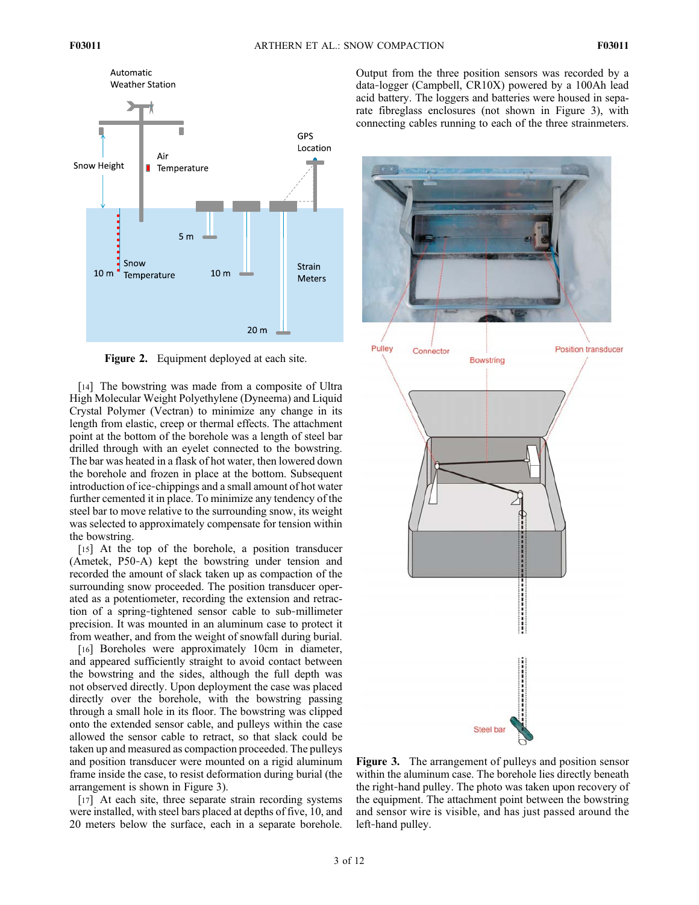**Figure 2.** Equipment deployed at each site.

[14] The bowstring was made from a composite of Ultra High Molecular Weight Polyethylene (Dyneema) and Liquid Crystal Polymer (Vectran) to minimize any change in its length from elastic, creep or thermal effects. The attachment point at the bottom of the borehole was a length of steel bar drilled through with an eyelet connected to the bowstring. The bar was heated in a flask of hot water, then lowered down the borehole and frozen in place at the bottom. Subsequent introduction of ice-chippings and a small amount of hot water further cemented it in place. To minimize any tendency of the steel bar to move relative to the surrounding snow, its weight was selected to approximately compensate for tension within the bowstring.

[15] At the top of the borehole, a position transducer (Ametek, P50-A) kept the bowstring under tension and recorded the amount of slack taken up as compaction of the surrounding snow proceeded. The position transducer operated as a potentiometer, recording the extension and retraction of a spring-tightened sensor cable to sub-millimeter precision. It was mounted in an aluminum case to protect it from weather, and from the weight of snowfall during burial.

[16] Boreholes were approximately 10cm in diameter, and appeared sufficiently straight to avoid contact between the bowstring and the sides, although the full depth was not observed directly. Upon deployment the case was placed directly over the borehole, with the bowstring passing through a small hole in its floor. The bowstring was clipped onto the extended sensor cable, and pulleys within the case allowed the sensor cable to retract, so that slack could be taken up and measured as compaction proceeded. The pulleys and position transducer were mounted on a rigid aluminum frame inside the case, to resist deformation during burial (the arrangement is shown in Figure 3).

[17] At each site, three separate strain recording systems were installed, with steel bars placed at depths of five, 10, and 20 meters below the surface, each in a separate borehole. Output from the three position sensors was recorded by a data-logger (Campbell, CR10X) powered by a 100Ah lead acid battery. The loggers and batteries were housed in separate fibreglass enclosures (not shown in Figure 3), with connecting cables running to each of the three strainmeters.

**Figure 3.** The arrangement of pulleys and position sensor within the aluminum case. The borehole lies directly beneath the right-hand pulley. The photo was taken upon recovery of the equipment. The attachment point between the bowstring and sensor wire is visible, and has just passed around the left-hand pulley.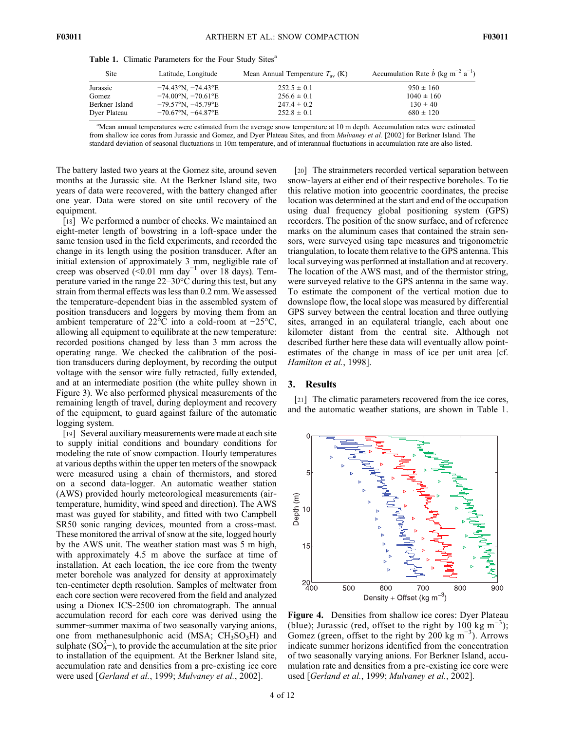**Table 1.** Climatic Parameters for the Four Study Sites[a]

| Site | Latitude, Longitude | Mean Annual Temperature $T_{av}$ (K) | Accumulation Rate $\dot{b}$ (kg m$^{-2}$ a$^{-1}$) |
|---|---|---|---|
| Jurassic | −74.43°N, −74.43°E | 252.5 ± 0.1 | 950 ± 160 |
| Gomez | −74.00°N, −70.61°E | 256.6 ± 0.1 | 1040 ± 160 |
| Berkner Island | −79.57°N, −45.79°E | 247.4 ± 0.2 | 130 ± 40 |
| Dyer Plateau | −70.67°N, −64.87°E | 252.8 ± 0.1 | 680 ± 120 |

[a]Mean annual temperatures were estimated from the average snow temperature at 10 m depth. Accumulation rates were estimated from shallow ice cores from Jurassic and Gomez, and Dyer Plateau Sites, and from *Mulvaney et al.* [2002] for Berkner Island. The standard deviation of seasonal fluctuations in 10m temperature, and of interannual fluctuations in accumulation rate are also listed.

The battery lasted two years at the Gomez site, around seven months at the Jurassic site. At the Berkner Island site, two years of data were recovered, with the battery changed after one year. Data were stored on site until recovery of the equipment.

[18] We performed a number of checks. We maintained an eight-meter length of bowstring in a loft-space under the same tension used in the field experiments, and recorded the change in its length using the position transducer. After an initial extension of approximately 3 mm, negligible rate of creep was observed (<0.01 mm day$^{-1}$ over 18 days). Temperature varied in the range 22–30°C during this test, but any strain from thermal effects was less than 0.2 mm. We assessed the temperature-dependent bias in the assembled system of position transducers and loggers by moving them from an ambient temperature of 22°C into a cold-room at −25°C, allowing all equipment to equilibrate at the new temperature: recorded positions changed by less than 3 mm across the operating range. We checked the calibration of the position transducers during deployment, by recording the output voltage with the sensor wire fully retracted, fully extended, and at an intermediate position (the white pulley shown in Figure 3). We also performed physical measurements of the remaining length of travel, during deployment and recovery of the equipment, to guard against failure of the automatic logging system.

[19] Several auxiliary measurements were made at each site to supply initial conditions and boundary conditions for modeling the rate of snow compaction. Hourly temperatures at various depths within the upper ten meters of the snowpack were measured using a chain of thermistors, and stored on a second data-logger. An automatic weather station (AWS) provided hourly meteorological measurements (air-temperature, humidity, wind speed and direction). The AWS mast was guyed for stability, and fitted with two Campbell SR50 sonic ranging devices, mounted from a cross-mast. These monitored the arrival of snow at the site, logged hourly by the AWS unit. The weather station mast was 5 m high, with approximately 4.5 m above the surface at time of installation. At each location, the ice core from the twenty meter borehole was analyzed for density at approximately ten-centimeter depth resolution. Samples of meltwater from each core section were recovered from the field and analyzed using a Dionex ICS-2500 ion chromatograph. The annual accumulation record for each core was derived using the summer-summer maxima of two seasonally varying anions, one from methanesulphonic acid (MSA; $CH_3SO_3H$) and sulphate ($SO_4^{2-}$), to provide the accumulation at the site prior to installation of the equipment. At the Berkner Island site, accumulation rate and densities from a pre-existing ice core were used [*Gerland et al.*, 1999; *Mulvaney et al.*, 2002].

[20] The strainmeters recorded vertical separation between snow-layers at either end of their respective boreholes. To tie this relative motion into geocentric coordinates, the precise location was determined at the start and end of the occupation using dual frequency global positioning system (GPS) recorders. The position of the snow surface, and of reference marks on the aluminum cases that contained the strain sensors, were surveyed using tape measures and trigonometric triangulation, to locate them relative to the GPS antenna. This local surveying was performed at installation and at recovery. The location of the AWS mast, and of the thermistor string, were surveyed relative to the GPS antenna in the same way. To estimate the component of the vertical motion due to downslope flow, the local slope was measured by differential GPS survey between the central location and three outlying sites, arranged in an equilateral triangle, each about one kilometer distant from the central site. Although not described further here these data will eventually allow point-estimates of the change in mass of ice per unit area [cf. *Hamilton et al.*, 1998].

## 3. Results

[21] The climatic parameters recovered from the ice cores, and the automatic weather stations, are shown in Table 1.

**Figure 4.** Densities from shallow ice cores: Dyer Plateau (blue); Jurassic (red, offset to the right by 100 kg m$^{-3}$); Gomez (green, offset to the right by 200 kg m$^{-3}$). Arrows indicate summer horizons identified from the concentration of two seasonally varying anions. For Berkner Island, accumulation rate and densities from a pre-existing ice core were used [*Gerland et al.*, 1999; *Mulvaney et al.*, 2002].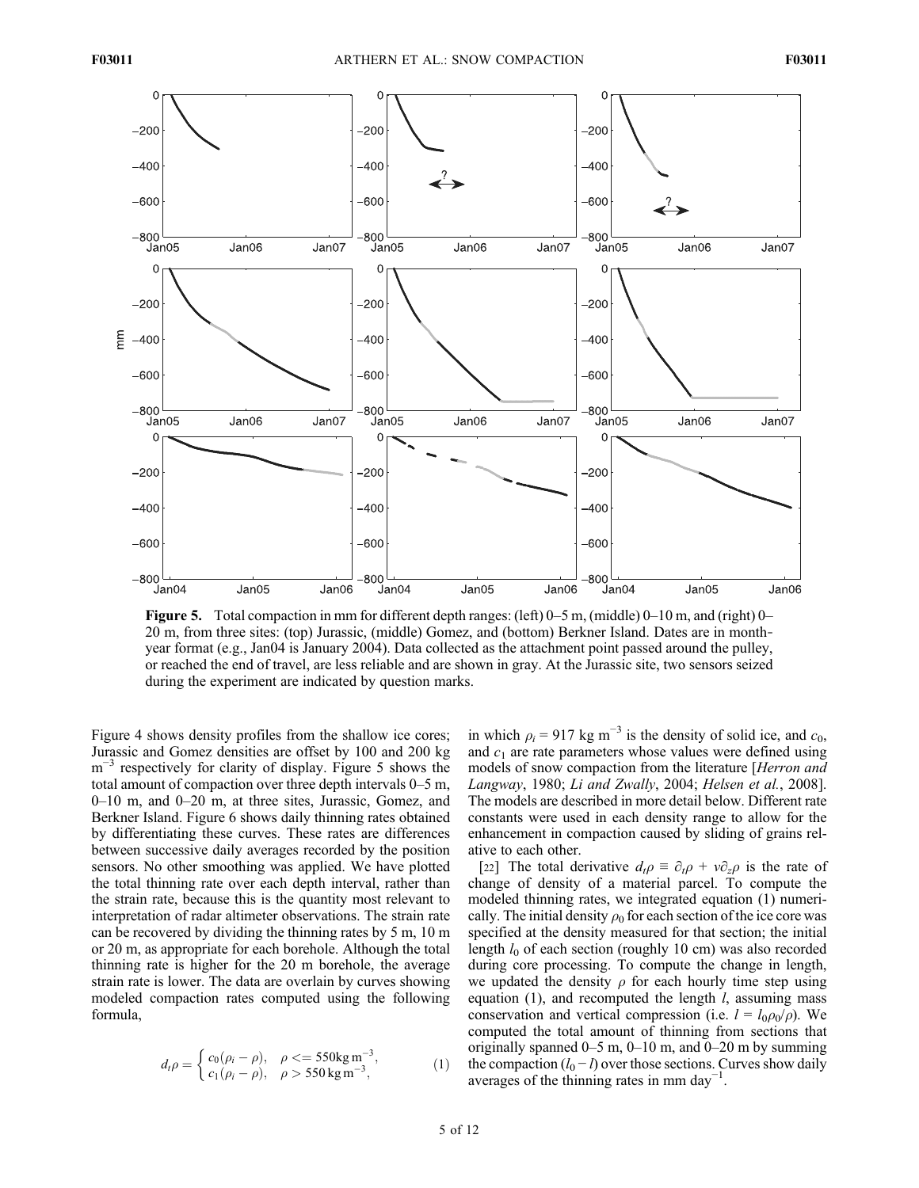**Figure 5.** Total compaction in mm for different depth ranges: (left) 0–5 m, (middle) 0–10 m, and (right) 0–20 m, from three sites: (top) Jurassic, (middle) Gomez, and (bottom) Berkner Island. Dates are in month-year format (e.g., Jan04 is January 2004). Data collected as the attachment point passed around the pulley, or reached the end of travel, are less reliable and are shown in gray. At the Jurassic site, two sensors seized during the experiment are indicated by question marks.

Figure 4 shows density profiles from the shallow ice cores; Jurassic and Gomez densities are offset by 100 and 200 kg $m^{-3}$ respectively for clarity of display. Figure 5 shows the total amount of compaction over three depth intervals 0–5 m, 0–10 m, and 0–20 m, at three sites, Jurassic, Gomez, and Berkner Island. Figure 6 shows daily thinning rates obtained by differentiating these curves. These rates are differences between successive daily averages recorded by the position sensors. No other smoothing was applied. We have plotted the total thinning rate over each depth interval, rather than the strain rate, because this is the quantity most relevant to interpretation of radar altimeter observations. The strain rate can be recovered by dividing the thinning rates by 5 m, 10 m or 20 m, as appropriate for each borehole. Although the total thinning rate is higher for the 20 m borehole, the average strain rate is lower. The data are overlain by curves showing modeled compaction rates computed using the following formula,

$$d_t\rho = \begin{cases} c_0(\rho_i - \rho), & \rho <= 550\,\text{kg}\,\text{m}^{-3}, \\ c_1(\rho_i - \rho), & \rho > 550\,\text{kg}\,\text{m}^{-3}, \end{cases} \qquad (1)$$

in which $\rho_i = 917$ kg $m^{-3}$ is the density of solid ice, and $c_0$, and $c_1$ are rate parameters whose values were defined using models of snow compaction from the literature [*Herron and Langway*, 1980; *Li and Zwally*, 2004; *Helsen et al.*, 2008]. The models are described in more detail below. Different rate constants were used in each density range to allow for the enhancement in compaction caused by sliding of grains relative to each other.

[22] The total derivative $d_t\rho \equiv \partial_t\rho + v\partial_z\rho$ is the rate of change of density of a material parcel. To compute the modeled thinning rates, we integrated equation (1) numerically. The initial density $\rho_0$ for each section of the ice core was specified at the density measured for that section; the initial length $l_0$ of each section (roughly 10 cm) was also recorded during core processing. To compute the change in length, we updated the density $\rho$ for each hourly time step using equation (1), and recomputed the length $l$, assuming mass conservation and vertical compression (i.e. $l = l_0\rho_0/\rho$). We computed the total amount of thinning from sections that originally spanned 0–5 m, 0–10 m, and 0–20 m by summing the compaction $(l_0 - l)$ over those sections. Curves show daily averages of the thinning rates in mm $\text{day}^{-1}$.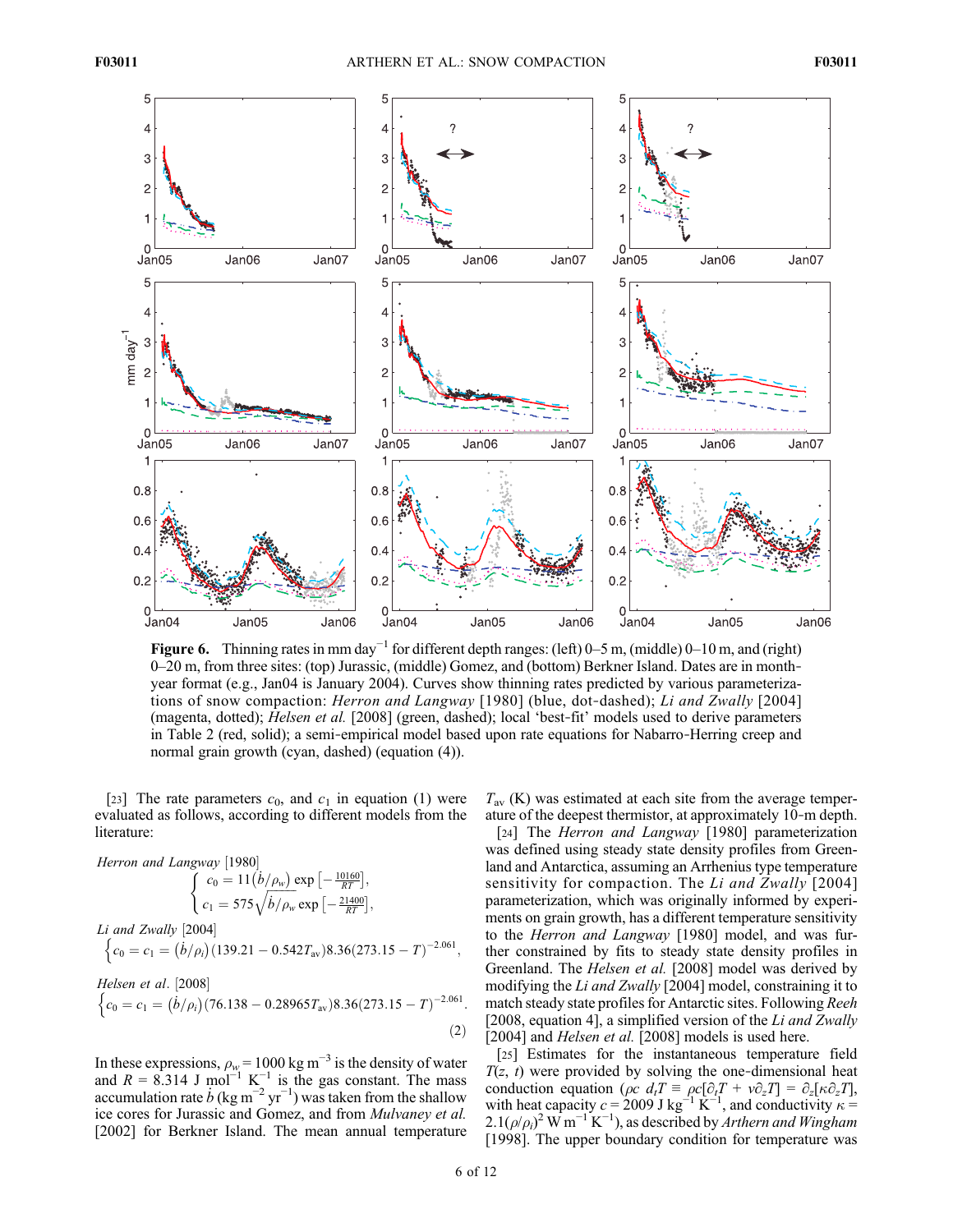**Figure 6.** Thinning rates in mm day$^{-1}$ for different depth ranges: (left) 0–5 m, (middle) 0–10 m, and (right) 0–20 m, from three sites: (top) Jurassic, (middle) Gomez, and (bottom) Berkner Island. Dates are in month-year format (e.g., Jan04 is January 2004). Curves show thinning rates predicted by various parameterizations of snow compaction: *Herron and Langway* [1980] (blue, dot-dashed); *Li and Zwally* [2004] (magenta, dotted); *Helsen et al.* [2008] (green, dashed); local 'best-fit' models used to derive parameters in Table 2 (red, solid); a semi-empirical model based upon rate equations for Nabarro-Herring creep and normal grain growth (cyan, dashed) (equation (4)).

[23] The rate parameters $c_0$, and $c_1$ in equation (1) were evaluated as follows, according to different models from the literature:

*Herron and Langway* [1980]

$$
\begin{cases} c_0 = 11\left(\dot{b}/\rho_w\right)\exp\left[-\frac{10160}{RT}\right], \\ c_1 = 575\sqrt{\dot{b}/\rho_w}\exp\left[-\frac{21400}{RT}\right], \end{cases}
$$

*Li and Zwally* [2004]

$$
\left\{c_0 = c_1 = \left(\dot{b}/\rho_i\right)(139.21 - 0.542T_{\mathrm{av}})8.36(273.15 - T)^{-2.061},\right.
$$

*Helsen et al.* [2008]

$$
\left\{c_0 = c_1 = \left(\dot{b}/\rho_i\right)(76.138 - 0.28965T_{\mathrm{av}})8.36(273.15 - T)^{-2.061}.\right. \tag{2}
$$

In these expressions, $\rho_w = 1000$ kg m$^{-3}$ is the density of water and $R = 8.314$ J mol$^{-1}$ K$^{-1}$ is the gas constant. The mass accumulation rate $\dot{b}$ (kg m$^{-2}$ yr$^{-1}$) was taken from the shallow ice cores for Jurassic and Gomez, and from *Mulvaney et al.* [2002] for Berkner Island. The mean annual temperature $T_{\mathrm{av}}$ (K) was estimated at each site from the average temperature of the deepest thermistor, at approximately 10-m depth.

[24] The *Herron and Langway* [1980] parameterization was defined using steady state density profiles from Greenland and Antarctica, assuming an Arrhenius type temperature sensitivity for compaction. The *Li and Zwally* [2004] parameterization, which was originally informed by experiments on grain growth, has a different temperature sensitivity to the *Herron and Langway* [1980] model, and was further constrained by fits to steady state density profiles in Greenland. The *Helsen et al.* [2008] model was derived by modifying the *Li and Zwally* [2004] model, constraining it to match steady state profiles for Antarctic sites. Following *Reeh* [2008, equation 4], a simplified version of the *Li and Zwally* [2004] and *Helsen et al.* [2008] models is used here.

[25] Estimates for the instantaneous temperature field $T(z, t)$ were provided by solving the one-dimensional heat conduction equation ($\rho c\, d_t T \equiv \rho c[\partial_t T + v\partial_z T] = \partial_z[\kappa \partial_z T]$, with heat capacity $c = 2009$ J kg$^{-1}$ K$^{-1}$, and conductivity $\kappa = 2.1(\rho/\rho_i)^2$ W m$^{-1}$ K$^{-1}$), as described by *Arthern and Wingham* [1998]. The upper boundary condition for temperature was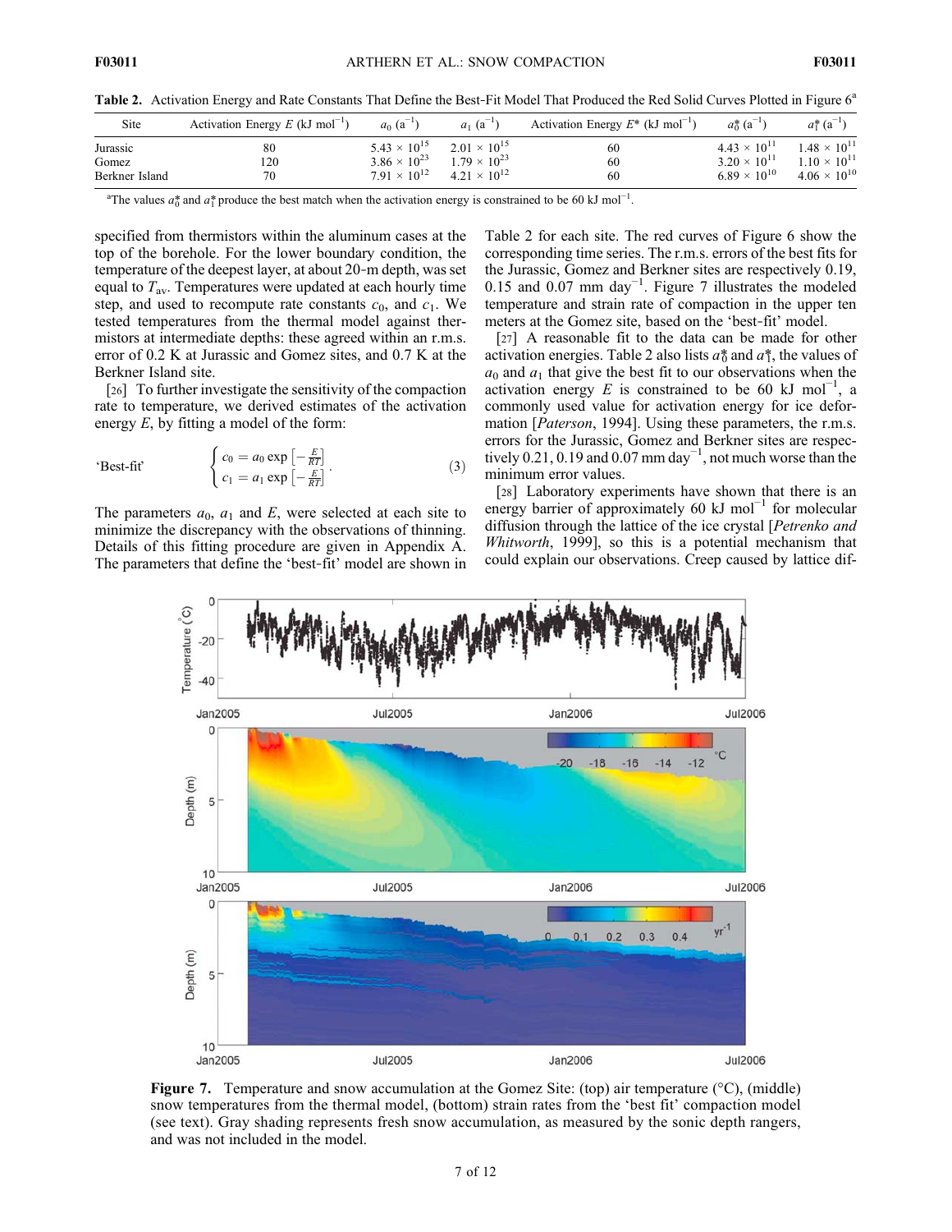**Table 2.** Activation Energy and Rate Constants That Define the Best-Fit Model That Produced the Red Solid Curves Plotted in Figure 6[a]

| Site | Activation Energy $E$ (kJ mol$^{-1}$) | $a_0$ (a$^{-1}$) | $a_1$ (a$^{-1}$) | Activation Energy $E^*$ (kJ mol$^{-1}$) | $a_0^*$ (a$^{-1}$) | $a_1^*$ (a$^{-1}$) |
|---|---|---|---|---|---|---|
| Jurassic | 80 | $5.43 \times 10^{15}$ | $2.01 \times 10^{15}$ | 60 | $4.43 \times 10^{11}$ | $1.48 \times 10^{11}$ |
| Gomez | 120 | $3.86 \times 10^{23}$ | $1.79 \times 10^{23}$ | 60 | $3.20 \times 10^{11}$ | $1.10 \times 10^{11}$ |
| Berkner Island | 70 | $7.91 \times 10^{12}$ | $4.21 \times 10^{12}$ | 60 | $6.89 \times 10^{10}$ | $4.06 \times 10^{10}$ |

[a]The values $a_0^*$ and $a_1^*$ produce the best match when the activation energy is constrained to be 60 kJ mol$^{-1}$.

specified from thermistors within the aluminum cases at the top of the borehole. For the lower boundary condition, the temperature of the deepest layer, at about 20-m depth, was set equal to $T_{av}$. Temperatures were updated at each hourly time step, and used to recompute rate constants $c_0$, and $c_1$. We tested temperatures from the thermal model against thermistors at intermediate depths: these agreed within an r.m.s. error of 0.2 K at Jurassic and Gomez sites, and 0.7 K at the Berkner Island site.

[26] To further investigate the sensitivity of the compaction rate to temperature, we derived estimates of the activation energy $E$, by fitting a model of the form:

$$\text{'Best-fit'} \qquad \begin{cases} c_0 = a_0 \exp\left[-\frac{E}{RT}\right] \\ c_1 = a_1 \exp\left[-\frac{E}{RT}\right] \end{cases}. \tag{3}$$

The parameters $a_0$, $a_1$ and $E$, were selected at each site to minimize the discrepancy with the observations of thinning. Details of this fitting procedure are given in Appendix A. The parameters that define the 'best-fit' model are shown in Table 2 for each site. The red curves of Figure 6 show the corresponding time series. The r.m.s. errors of the best fits for the Jurassic, Gomez and Berkner sites are respectively 0.19, 0.15 and 0.07 mm day$^{-1}$. Figure 7 illustrates the modeled temperature and strain rate of compaction in the upper ten meters at the Gomez site, based on the 'best-fit' model.

[27] A reasonable fit to the data can be made for other activation energies. Table 2 also lists $a_0^*$ and $a_1^*$, the values of $a_0$ and $a_1$ that give the best fit to our observations when the activation energy $E$ is constrained to be 60 kJ mol$^{-1}$, a commonly used value for activation energy for ice deformation [*Paterson*, 1994]. Using these parameters, the r.m.s. errors for the Jurassic, Gomez and Berkner sites are respectively 0.21, 0.19 and 0.07 mm day$^{-1}$, not much worse than the minimum error values.

[28] Laboratory experiments have shown that there is an energy barrier of approximately 60 kJ mol$^{-1}$ for molecular diffusion through the lattice of the ice crystal [*Petrenko and Whitworth*, 1999], so this is a potential mechanism that could explain our observations. Creep caused by lattice dif-

**Figure 7.** Temperature and snow accumulation at the Gomez Site: (top) air temperature (°C), (middle) snow temperatures from the thermal model, (bottom) strain rates from the 'best fit' compaction model (see text). Gray shading represents fresh snow accumulation, as measured by the sonic depth rangers, and was not included in the model.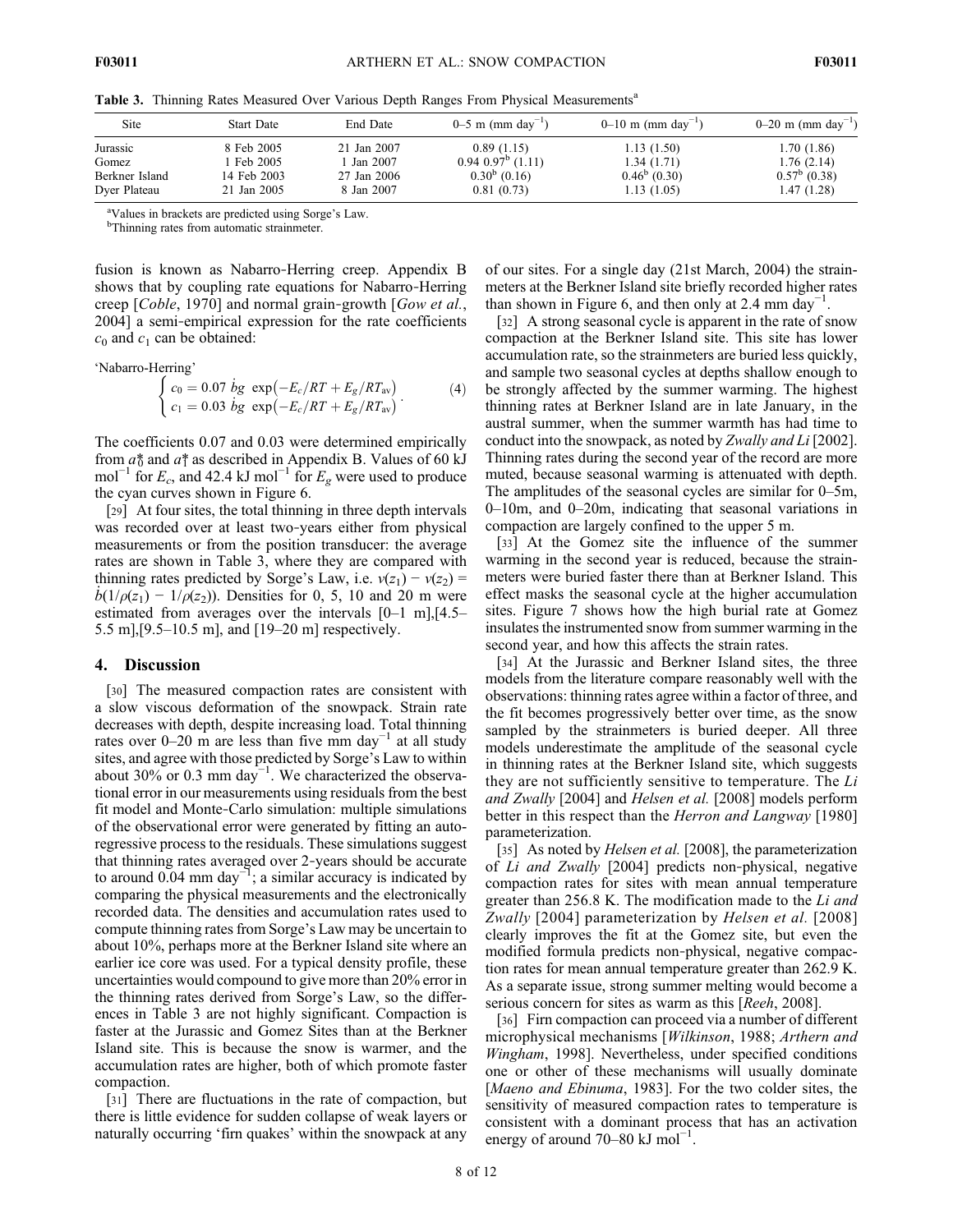**Table 3.** Thinning Rates Measured Over Various Depth Ranges From Physical Measurements[a]

| Site | Start Date | End Date | 0–5 m (mm day$^{-1}$) | 0–10 m (mm day$^{-1}$) | 0–20 m (mm day$^{-1}$) |
|---|---|---|---|---|---|
| Jurassic | 8 Feb 2005 | 21 Jan 2007 | 0.89 (1.15) | 1.13 (1.50) | 1.70 (1.86) |
| Gomez | 1 Feb 2005 | 1 Jan 2007 | 0.94 0.97[b] (1.11) | 1.34 (1.71) | 1.76 (2.14) |
| Berkner Island | 14 Feb 2003 | 27 Jan 2006 | 0.30[b] (0.16) | 0.46[b] (0.30) | 0.57[b] (0.38) |
| Dyer Plateau | 21 Jan 2005 | 8 Jan 2007 | 0.81 (0.73) | 1.13 (1.05) | 1.47 (1.28) |

[a]Values in brackets are predicted using Sorge's Law.
[b]Thinning rates from automatic strainmeter.

fusion is known as Nabarro-Herring creep. Appendix B shows that by coupling rate equations for Nabarro-Herring creep [*Coble*, 1970] and normal grain-growth [*Gow et al.*, 2004] a semi-empirical expression for the rate coefficients $c_0$ and $c_1$ can be obtained:

'Nabarro-Herring'

$$\begin{cases} c_0 = 0.07\,\dot{b}g\,\exp\left(-E_c/RT + E_g/RT_{\mathrm{av}}\right) \\ c_1 = 0.03\,\dot{b}g\,\exp\left(-E_c/RT + E_g/RT_{\mathrm{av}}\right) \end{cases}. \quad (4)$$

The coefficients 0.07 and 0.03 were determined empirically from $a_0^*$ and $a_1^*$ as described in Appendix B. Values of 60 kJ mol$^{-1}$ for $E_c$, and 42.4 kJ mol$^{-1}$ for $E_g$ were used to produce the cyan curves shown in Figure 6.

[29] At four sites, the total thinning in three depth intervals was recorded over at least two-years either from physical measurements or from the position transducer: the average rates are shown in Table 3, where they are compared with thinning rates predicted by Sorge's Law, i.e. $v(z_1) - v(z_2) = \dot{b}(1/\rho(z_1) - 1/\rho(z_2))$. Densities for 0, 5, 10 and 20 m were estimated from averages over the intervals [0–1 m],[4.5–5.5 m],[9.5–10.5 m], and [19–20 m] respectively.

## 4. Discussion

[30] The measured compaction rates are consistent with a slow viscous deformation of the snowpack. Strain rate decreases with depth, despite increasing load. Total thinning rates over 0–20 m are less than five mm day$^{-1}$ at all study sites, and agree with those predicted by Sorge's Law to within about 30% or 0.3 mm day$^{-1}$. We characterized the observational error in our measurements using residuals from the best fit model and Monte-Carlo simulation: multiple simulations of the observational error were generated by fitting an autoregressive process to the residuals. These simulations suggest that thinning rates averaged over 2-years should be accurate to around 0.04 mm day$^{-1}$; a similar accuracy is indicated by comparing the physical measurements and the electronically recorded data. The densities and accumulation rates used to compute thinning rates from Sorge's Law may be uncertain to about 10%, perhaps more at the Berkner Island site where an earlier ice core was used. For a typical density profile, these uncertainties would compound to give more than 20% error in the thinning rates derived from Sorge's Law, so the differences in Table 3 are not highly significant. Compaction is faster at the Jurassic and Gomez Sites than at the Berkner Island site. This is because the snow is warmer, and the accumulation rates are higher, both of which promote faster compaction.

[31] There are fluctuations in the rate of compaction, but there is little evidence for sudden collapse of weak layers or naturally occurring 'firn quakes' within the snowpack at any of our sites. For a single day (21st March, 2004) the strainmeters at the Berkner Island site briefly recorded higher rates than shown in Figure 6, and then only at 2.4 mm day$^{-1}$.

[32] A strong seasonal cycle is apparent in the rate of snow compaction at the Berkner Island site. This site has lower accumulation rate, so the strainmeters are buried less quickly, and sample two seasonal cycles at depths shallow enough to be strongly affected by the summer warming. The highest thinning rates at Berkner Island are in late January, in the austral summer, when the summer warmth has had time to conduct into the snowpack, as noted by *Zwally and Li* [2002]. Thinning rates during the second year of the record are more muted, because seasonal warming is attenuated with depth. The amplitudes of the seasonal cycles are similar for 0–5m, 0–10m, and 0–20m, indicating that seasonal variations in compaction are largely confined to the upper 5 m.

[33] At the Gomez site the influence of the summer warming in the second year is reduced, because the strainmeters were buried faster there than at Berkner Island. This effect masks the seasonal cycle at the higher accumulation sites. Figure 7 shows how the high burial rate at Gomez insulates the instrumented snow from summer warming in the second year, and how this affects the strain rates.

[34] At the Jurassic and Berkner Island sites, the three models from the literature compare reasonably well with the observations: thinning rates agree within a factor of three, and the fit becomes progressively better over time, as the snow sampled by the strainmeters is buried deeper. All three models underestimate the amplitude of the seasonal cycle in thinning rates at the Berkner Island site, which suggests they are not sufficiently sensitive to temperature. The *Li and Zwally* [2004] and *Helsen et al.* [2008] models perform better in this respect than the *Herron and Langway* [1980] parameterization.

[35] As noted by *Helsen et al.* [2008], the parameterization of *Li and Zwally* [2004] predicts non-physical, negative compaction rates for sites with mean annual temperature greater than 256.8 K. The modification made to the *Li and Zwally* [2004] parameterization by *Helsen et al.* [2008] clearly improves the fit at the Gomez site, but even the modified formula predicts non-physical, negative compaction rates for mean annual temperature greater than 262.9 K. As a separate issue, strong summer melting would become a serious concern for sites as warm as this [*Reeh*, 2008].

[36] Firn compaction can proceed via a number of different microphysical mechanisms [*Wilkinson*, 1988; *Arthern and Wingham*, 1998]. Nevertheless, under specified conditions one or other of these mechanisms will usually dominate [*Maeno and Ebinuma*, 1983]. For the two colder sites, the sensitivity of measured compaction rates to temperature is consistent with a dominant process that has an activation energy of around 70–80 kJ mol$^{-1}$.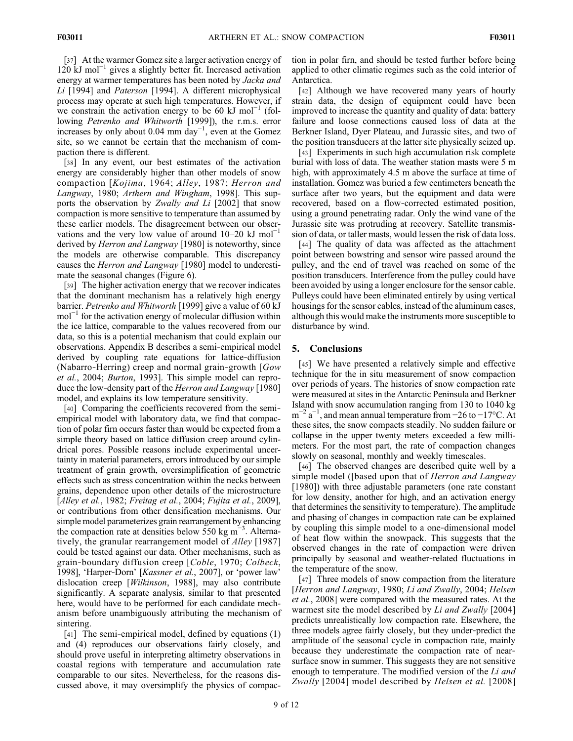[37] At the warmer Gomez site a larger activation energy of 120 kJ mol$^{-1}$ gives a slightly better fit. Increased activation energy at warmer temperatures has been noted by *Jacka and Li* [1994] and *Paterson* [1994]. A different microphysical process may operate at such high temperatures. However, if we constrain the activation energy to be 60 kJ mol$^{-1}$ (following *Petrenko and Whitworth* [1999]), the r.m.s. error increases by only about 0.04 mm day$^{-1}$, even at the Gomez site, so we cannot be certain that the mechanism of compaction there is different.

[38] In any event, our best estimates of the activation energy are considerably higher than other models of snow compaction [*Kojima*, 1964; *Alley*, 1987; *Herron and Langway*, 1980; *Arthern and Wingham*, 1998]. This supports the observation by *Zwally and Li* [2002] that snow compaction is more sensitive to temperature than assumed by these earlier models. The disagreement between our observations and the very low value of around 10–20 kJ mol$^{-1}$ derived by *Herron and Langway* [1980] is noteworthy, since the models are otherwise comparable. This discrepancy causes the *Herron and Langway* [1980] model to underestimate the seasonal changes (Figure 6).

[39] The higher activation energy that we recover indicates that the dominant mechanism has a relatively high energy barrier. *Petrenko and Whitworth* [1999] give a value of 60 kJ mol$^{-1}$ for the activation energy of molecular diffusion within the ice lattice, comparable to the values recovered from our data, so this is a potential mechanism that could explain our observations. Appendix B describes a semi-empirical model derived by coupling rate equations for lattice-diffusion (Nabarro-Herring) creep and normal grain-growth [*Gow et al.*, 2004; *Burton*, 1993]. This simple model can reproduce the low-density part of the *Herron and Langway* [1980] model, and explains its low temperature sensitivity.

[40] Comparing the coefficients recovered from the semi-empirical model with laboratory data, we find that compaction of polar firn occurs faster than would be expected from a simple theory based on lattice diffusion creep around cylindrical pores. Possible reasons include experimental uncertainty in material parameters, errors introduced by our simple treatment of grain growth, oversimplification of geometric effects such as stress concentration within the necks between grains, dependence upon other details of the microstructure [*Alley et al.*, 1982; *Freitag et al.*, 2004; *Fujita et al.*, 2009], or contributions from other densification mechanisms. Our simple model parameterizes grain rearrangement by enhancing the compaction rate at densities below 550 kg m$^{-3}$. Alternatively, the granular rearrangement model of *Alley* [1987] could be tested against our data. Other mechanisms, such as grain-boundary diffusion creep [*Coble*, 1970; *Colbeck*, 1998], 'Harper-Dorn' [*Kassner et al.*, 2007], or 'power law' dislocation creep [*Wilkinson*, 1988], may also contribute significantly. A separate analysis, similar to that presented here, would have to be performed for each candidate mechanism before unambiguously attributing the mechanism of sintering.

[41] The semi-empirical model, defined by equations (1) and (4) reproduces our observations fairly closely, and should prove useful in interpreting altimetry observations in coastal regions with temperature and accumulation rate comparable to our sites. Nevertheless, for the reasons discussed above, it may oversimplify the physics of compaction in polar firn, and should be tested further before being applied to other climatic regimes such as the cold interior of Antarctica.

[42] Although we have recovered many years of hourly strain data, the design of equipment could have been improved to increase the quantity and quality of data: battery failure and loose connections caused loss of data at the Berkner Island, Dyer Plateau, and Jurassic sites, and two of the position transducers at the latter site physically seized up.

[43] Experiments in such high accumulation risk complete burial with loss of data. The weather station masts were 5 m high, with approximately 4.5 m above the surface at time of installation. Gomez was buried a few centimeters beneath the surface after two years, but the equipment and data were recovered, based on a flow-corrected estimated position, using a ground penetrating radar. Only the wind vane of the Jurassic site was protruding at recovery. Satellite transmission of data, or taller masts, would lessen the risk of data loss.

[44] The quality of data was affected as the attachment point between bowstring and sensor wire passed around the pulley, and the end of travel was reached on some of the position transducers. Interference from the pulley could have been avoided by using a longer enclosure for the sensor cable. Pulleys could have been eliminated entirely by using vertical housings for the sensor cables, instead of the aluminum cases, although this would make the instruments more susceptible to disturbance by wind.

## 5. Conclusions

[45] We have presented a relatively simple and effective technique for the in situ measurement of snow compaction over periods of years. The histories of snow compaction rate were measured at sites in the Antarctic Peninsula and Berkner Island with snow accumulation ranging from 130 to 1040 kg m$^{-2}$ a$^{-1}$, and mean annual temperature from −26 to −17°C. At these sites, the snow compacts steadily. No sudden failure or collapse in the upper twenty meters exceeded a few millimeters. For the most part, the rate of compaction changes slowly on seasonal, monthly and weekly timescales.

[46] The observed changes are described quite well by a simple model ([based upon that of *Herron and Langway* [1980]) with three adjustable parameters (one rate constant for low density, another for high, and an activation energy that determines the sensitivity to temperature). The amplitude and phasing of changes in compaction rate can be explained by coupling this simple model to a one-dimensional model of heat flow within the snowpack. This suggests that the observed changes in the rate of compaction were driven principally by seasonal and weather-related fluctuations in the temperature of the snow.

[47] Three models of snow compaction from the literature [*Herron and Langway*, 1980; *Li and Zwally*, 2004; *Helsen et al.*, 2008] were compared with the measured rates. At the warmest site the model described by *Li and Zwally* [2004] predicts unrealistically low compaction rate. Elsewhere, the three models agree fairly closely, but they under-predict the amplitude of the seasonal cycle in compaction rate, mainly because they underestimate the compaction rate of near-surface snow in summer. This suggests they are not sensitive enough to temperature. The modified version of the *Li and Zwally* [2004] model described by *Helsen et al.* [2008]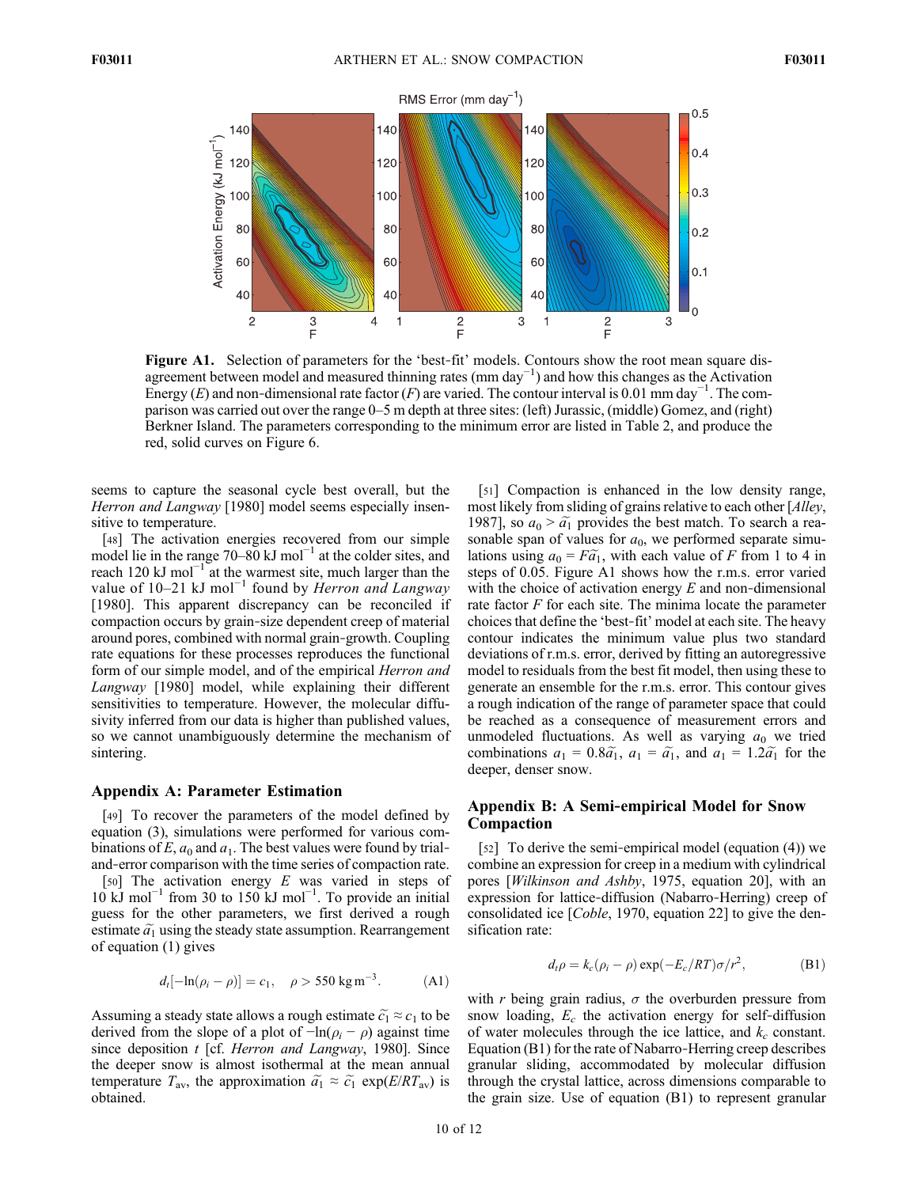**Figure A1.** Selection of parameters for the 'best-fit' models. Contours show the root mean square disagreement between model and measured thinning rates (mm day$^{-1}$) and how this changes as the Activation Energy ($E$) and non-dimensional rate factor ($F$) are varied. The contour interval is 0.01 mm day$^{-1}$. The comparison was carried out over the range 0–5 m depth at three sites: (left) Jurassic, (middle) Gomez, and (right) Berkner Island. The parameters corresponding to the minimum error are listed in Table 2, and produce the red, solid curves on Figure 6.

seems to capture the seasonal cycle best overall, but the *Herron and Langway* [1980] model seems especially insensitive to temperature.

[48] The activation energies recovered from our simple model lie in the range 70–80 kJ mol$^{-1}$ at the colder sites, and reach 120 kJ mol$^{-1}$ at the warmest site, much larger than the value of 10–21 kJ mol$^{-1}$ found by *Herron and Langway* [1980]. This apparent discrepancy can be reconciled if compaction occurs by grain-size dependent creep of material around pores, combined with normal grain-growth. Coupling rate equations for these processes reproduces the functional form of our simple model, and of the empirical *Herron and Langway* [1980] model, while explaining their different sensitivities to temperature. However, the molecular diffusivity inferred from our data is higher than published values, so we cannot unambiguously determine the mechanism of sintering.

## Appendix A: Parameter Estimation

[49] To recover the parameters of the model defined by equation (3), simulations were performed for various combinations of $E$, $a_0$ and $a_1$. The best values were found by trial-and-error comparison with the time series of compaction rate.

[50] The activation energy $E$ was varied in steps of 10 kJ mol$^{-1}$ from 30 to 150 kJ mol$^{-1}$. To provide an initial guess for the other parameters, we first derived a rough estimate $\tilde{a}_1$ using the steady state assumption. Rearrangement of equation (1) gives

$$d_t[-\ln(\rho_i - \rho)] = c_1, \quad \rho > 550 \text{ kg m}^{-3}. \tag{A1}$$

Assuming a steady state allows a rough estimate $\tilde{c}_1 \approx c_1$ to be derived from the slope of a plot of $-\ln(\rho_i - \rho)$ against time since deposition $t$ [cf. *Herron and Langway*, 1980]. Since the deeper snow is almost isothermal at the mean annual temperature $T_{av}$, the approximation $\tilde{a}_1 \approx \tilde{c}_1 \exp(E/RT_{av})$ is obtained.

[51] Compaction is enhanced in the low density range, most likely from sliding of grains relative to each other [*Alley*, 1987], so $a_0 > \tilde{a}_1$ provides the best match. To search a reasonable span of values for $a_0$, we performed separate simulations using $a_0 = F\tilde{a}_1$, with each value of $F$ from 1 to 4 in steps of 0.05. Figure A1 shows how the r.m.s. error varied with the choice of activation energy $E$ and non-dimensional rate factor $F$ for each site. The minima locate the parameter choices that define the 'best-fit' model at each site. The heavy contour indicates the minimum value plus two standard deviations of r.m.s. error, derived by fitting an autoregressive model to residuals from the best fit model, then using these to generate an ensemble for the r.m.s. error. This contour gives a rough indication of the range of parameter space that could be reached as a consequence of measurement errors and unmodeled fluctuations. As well as varying $a_0$ we tried combinations $a_1 = 0.8\tilde{a}_1$, $a_1 = \tilde{a}_1$, and $a_1 = 1.2\tilde{a}_1$ for the deeper, denser snow.

## Appendix B: A Semi-empirical Model for Snow Compaction

[52] To derive the semi-empirical model (equation (4)) we combine an expression for creep in a medium with cylindrical pores [*Wilkinson and Ashby*, 1975, equation 20], with an expression for lattice-diffusion (Nabarro-Herring) creep of consolidated ice [*Coble*, 1970, equation 22] to give the densification rate:

$$d_t\rho = k_c(\rho_i - \rho)\exp(-E_c/RT)\sigma/r^2, \tag{B1}$$

with $r$ being grain radius, $\sigma$ the overburden pressure from snow loading, $E_c$ the activation energy for self-diffusion of water molecules through the ice lattice, and $k_c$ constant. Equation (B1) for the rate of Nabarro-Herring creep describes granular sliding, accommodated by molecular diffusion through the crystal lattice, across dimensions comparable to the grain size. Use of equation (B1) to represent granular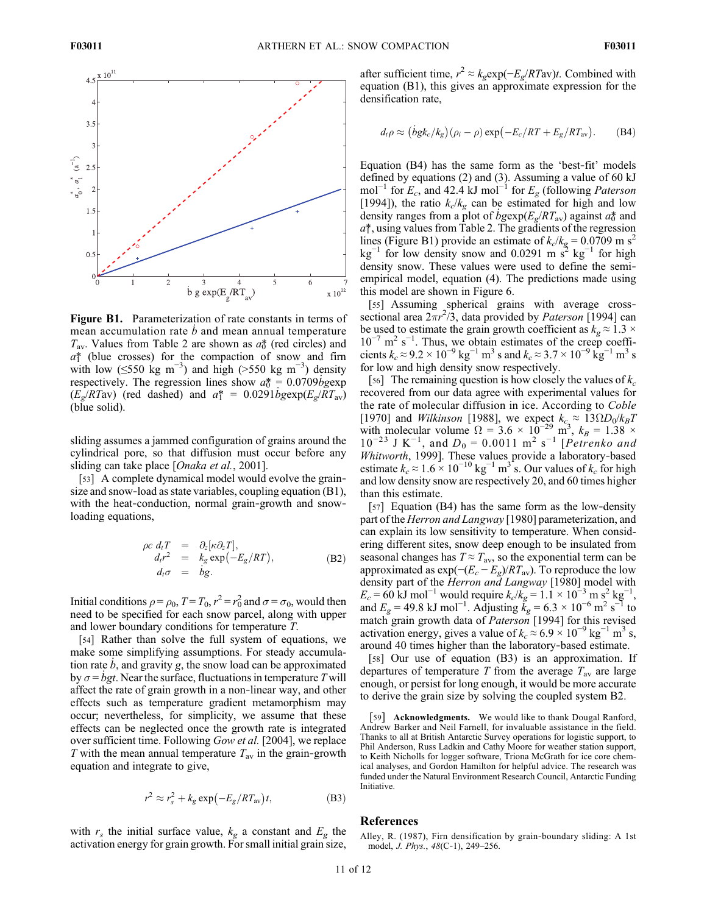**Figure B1.** Parameterization of rate constants in terms of mean accumulation rate $\dot{b}$ and mean annual temperature $T_{av}$. Values from Table 2 are shown as $a_0^*$ (red circles) and $a_1^*$ (blue crosses) for the compaction of snow and firn with low ($\leq$550 kg m$^{-3}$) and high (>550 kg m$^{-3}$) density respectively. The regression lines show $a_0^* = 0.0709\dot{b}g\exp(E_g/RTav)$ (red dashed) and $a_1^* = 0.0291\dot{b}g\exp(E_g/RT_{av})$ (blue solid).

sliding assumes a jammed configuration of grains around the cylindrical pore, so that diffusion must occur before any sliding can take place [*Onaka et al.*, 2001].

[53] A complete dynamical model would evolve the grain-size and snow-load as state variables, coupling equation (B1), with the heat-conduction, normal grain-growth and snow-loading equations,

$$
\begin{aligned}
\rho c\, d_t T &= \partial_z[\kappa \partial_z T], \\
d_t r^2 &= k_g \exp(-E_g/RT), \\
d_t \sigma &= \dot{b}g.
\end{aligned}
\tag{B2}
$$

Initial conditions $\rho = \rho_0$, $T = T_0$, $r^2 = r_0^2$ and $\sigma = \sigma_0$, would then need to be specified for each snow parcel, along with upper and lower boundary conditions for temperature $T$.

[54] Rather than solve the full system of equations, we make some simplifying assumptions. For steady accumulation rate $\dot{b}$, and gravity $g$, the snow load can be approximated by $\sigma = \dot{b}gt$. Near the surface, fluctuations in temperature $T$ will affect the rate of grain growth in a non-linear way, and other effects such as temperature gradient metamorphism may occur; nevertheless, for simplicity, we assume that these effects can be neglected once the growth rate is integrated over sufficient time. Following *Gow et al.* [2004], we replace $T$ with the mean annual temperature $T_{av}$ in the grain-growth equation and integrate to give,

$$
r^2 \approx r_s^2 + k_g \exp(-E_g/RT_{av})t,
\tag{B3}
$$

with $r_s$ the initial surface value, $k_g$ a constant and $E_g$ the activation energy for grain growth. For small initial grain size, after sufficient time, $r^2 \approx k_g \exp(-E_g/RTav)t$. Combined with equation (B1), this gives an approximate expression for the densification rate,

$$
d_t \rho \approx (\dot{b}gk_c/k_g)(\rho_i - \rho)\exp(-E_c/RT + E_g/RT_{av}).
\tag{B4}
$$

Equation (B4) has the same form as the 'best-fit' models defined by equations (2) and (3). Assuming a value of 60 kJ mol$^{-1}$ for $E_c$, and 42.4 kJ mol$^{-1}$ for $E_g$ (following *Paterson* [1994]), the ratio $k_c/k_g$ can be estimated for high and low density ranges from a plot of $\dot{b}g\exp(E_g/RT_{av})$ against $a_0^*$ and $a_1^*$, using values from Table 2. The gradients of the regression lines (Figure B1) provide an estimate of $k_c/k_g = 0.0709$ m s$^2$ kg$^{-1}$ for low density snow and 0.0291 m s$^2$ kg$^{-1}$ for high density snow. These values were used to define the semi-empirical model, equation (4). The predictions made using this model are shown in Figure 6.

[55] Assuming spherical grains with average cross-sectional area $2\pi r^2/3$, data provided by *Paterson* [1994] can be used to estimate the grain growth coefficient as $k_g \approx 1.3 \times 10^{-7}$ m$^2$ s$^{-1}$. Thus, we obtain estimates of the creep coefficients $k_c \approx 9.2 \times 10^{-9}$ kg$^{-1}$ m$^3$ s and $k_c \approx 3.7 \times 10^{-9}$ kg$^{-1}$ m$^3$ s for low and high density snow respectively.

[56] The remaining question is how closely the values of $k_c$ recovered from our data agree with experimental values for the rate of molecular diffusion in ice. According to *Coble* [1970] and *Wilkinson* [1988], we expect $k_c \approx 13\Omega D_0/k_B T$ with molecular volume $\Omega = 3.6 \times 10^{-29}$ m$^3$, $k_B = 1.38 \times 10^{-23}$ J K$^{-1}$, and $D_0 = 0.0011$ m$^2$ s$^{-1}$ [*Petrenko and Whitworth*, 1999]. These values provide a laboratory-based estimate $k_c \approx 1.6 \times 10^{-10}$ kg$^{-1}$ m$^3$ s. Our values of $k_c$ for high and low density snow are respectively 20, and 60 times higher than this estimate.

[57] Equation (B4) has the same form as the low-density part of the *Herron and Langway* [1980] parameterization, and can explain its low sensitivity to temperature. When considering different sites, snow deep enough to be insulated from seasonal changes has $T \approx T_{av}$, so the exponential term can be approximated as $\exp(-(E_c - E_g)/RT_{av})$. To reproduce the low density part of the *Herron and Langway* [1980] model with $E_c = 60$ kJ mol$^{-1}$ would require $k_c/k_g = 1.1 \times 10^{-3}$ m s$^2$ kg$^{-1}$, and $E_g = 49.8$ kJ mol$^{-1}$. Adjusting $k_g = 6.3 \times 10^{-6}$ m$^2$ s$^{-1}$ to match grain growth data of *Paterson* [1994] for this revised activation energy, gives a value of $k_c \approx 6.9 \times 10^{-9}$ kg$^{-1}$ m$^3$ s, around 40 times higher than the laboratory-based estimate.

[58] Our use of equation (B3) is an approximation. If departures of temperature $T$ from the average $T_{av}$ are large enough, or persist for long enough, it would be more accurate to derive the grain size by solving the coupled system B2.

[59] **Acknowledgments.** We would like to thank Dougal Ranford, Andrew Barker and Neil Farnell, for invaluable assistance in the field. Thanks to all at British Antarctic Survey operations for logistic support, to Phil Anderson, Russ Ladkin and Cathy Moore for weather station support, to Keith Nicholls for logger software, Triona McGrath for ice core chemical analyses, and Gordon Hamilton for helpful advice. The research was funded under the Natural Environment Research Council, Antarctic Funding Initiative.

## References

Alley, R. (1987), Firn densification by grain-boundary sliding: A 1st model, *J. Phys.*, *48*(C-1), 249–256.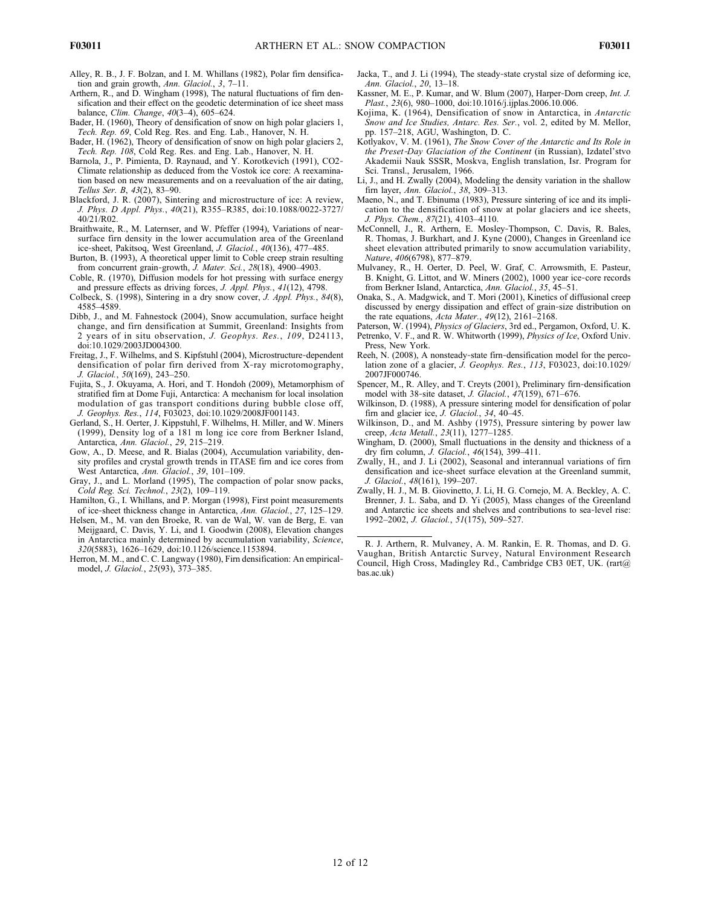Alley, R. B., J. F. Bolzan, and I. M. Whillans (1982), Polar firn densification and grain growth, *Ann. Glaciol.*, *3*, 7–11.

Arthern, R., and D. Wingham (1998), The natural fluctuations of firn densification and their effect on the geodetic determination of ice sheet mass balance, *Clim. Change*, *40*(3–4), 605–624.

Bader, H. (1960), Theory of densification of snow on high polar glaciers 1, *Tech. Rep. 69*, Cold Reg. Res. and Eng. Lab., Hanover, N. H.

Bader, H. (1962), Theory of densification of snow on high polar glaciers 2, *Tech. Rep. 108*, Cold Reg. Res. and Eng. Lab., Hanover, N. H.

Barnola, J., P. Pimienta, D. Raynaud, and Y. Korotkevich (1991), CO2-Climate relationship as deduced from the Vostok ice core: A reexamination based on new measurements and on a reevaluation of the air dating, *Tellus Ser. B*, *43*(2), 83–90.

Blackford, J. R. (2007), Sintering and microstructure of ice: A review, *J. Phys. D Appl. Phys.*, *40*(21), R355–R385, doi:10.1088/0022-3727/40/21/R02.

Braithwaite, R., M. Laternser, and W. Pfeffer (1994), Variations of near-surface firn density in the lower accumulation area of the Greenland ice-sheet, Pakitsoq, West Greenland, *J. Glaciol.*, *40*(136), 477–485.

Burton, B. (1993), A theoretical upper limit to Coble creep strain resulting from concurrent grain-growth, *J. Mater. Sci.*, *28*(18), 4900–4903.

Coble, R. (1970), Diffusion models for hot pressing with surface energy and pressure effects as driving forces, *J. Appl. Phys.*, *41*(12), 4798.

Colbeck, S. (1998), Sintering in a dry snow cover, *J. Appl. Phys.*, *84*(8), 4585–4589.

Dibb, J., and M. Fahnestock (2004), Snow accumulation, surface height change, and firn densification at Summit, Greenland: Insights from 2 years of in situ observation, *J. Geophys. Res.*, *109*, D24113, doi:10.1029/2003JD004300.

Freitag, J., F. Wilhelms, and S. Kipfstuhl (2004), Microstructure-dependent densification of polar firn derived from X-ray microtomography, *J. Glaciol.*, *50*(169), 243–250.

Fujita, S., J. Okuyama, A. Hori, and T. Hondoh (2009), Metamorphism of stratified firn at Dome Fuji, Antarctica: A mechanism for local insolation modulation of gas transport conditions during bubble close off, *J. Geophys. Res.*, *114*, F03023, doi:10.1029/2008JF001143.

Gerland, S., H. Oerter, J. Kippstuhl, F. Wilhelms, H. Miller, and W. Miners (1999), Density log of a 181 m long ice core from Berkner Island, Antarctica, *Ann. Glaciol.*, *29*, 215–219.

Gow, A., D. Meese, and R. Bialas (2004), Accumulation variability, density profiles and crystal growth trends in ITASE firn and ice cores from West Antarctica, *Ann. Glaciol.*, *39*, 101–109.

Gray, J., and L. Morland (1995), The compaction of polar snow packs, *Cold Reg. Sci. Technol.*, *23*(2), 109–119.

Hamilton, G., I. Whillans, and P. Morgan (1998), First point measurements of ice-sheet thickness change in Antarctica, *Ann. Glaciol.*, *27*, 125–129.

Helsen, M., M. van den Broeke, R. van de Wal, W. van de Berg, E. van Meijgaard, C. Davis, Y. Li, and I. Goodwin (2008), Elevation changes in Antarctica mainly determined by accumulation variability, *Science*, *320*(5883), 1626–1629, doi:10.1126/science.1153894.

Herron, M. M., and C. C. Langway (1980), Firn densification: An empirical-model, *J. Glaciol.*, *25*(93), 373–385.

Jacka, T., and J. Li (1994), The steady-state crystal size of deforming ice, *Ann. Glaciol.*, *20*, 13–18.

Kassner, M. E., P. Kumar, and W. Blum (2007), Harper-Dorn creep, *Int. J. Plast.*, *23*(6), 980–1000, doi:10.1016/j.ijplas.2006.10.006.

Kojima, K. (1964), Densification of snow in Antarctica, in *Antarctic Snow and Ice Studies, Antarc. Res. Ser.*, vol. 2, edited by M. Mellor, pp. 157–218, AGU, Washington, D. C.

Kotlyakov, V. M. (1961), *The Snow Cover of the Antarctic and Its Role in the Preset-Day Glaciation of the Continent* (in Russian), Izdatel'stvo Akademii Nauk SSSR, Moskva, English translation, Isr. Program for Sci. Transl., Jerusalem, 1966.

Li, J., and H. Zwally (2004), Modeling the density variation in the shallow firn layer, *Ann. Glaciol.*, *38*, 309–313.

Maeno, N., and T. Ebinuma (1983), Pressure sintering of ice and its implication to the densification of snow at polar glaciers and ice sheets, *J. Phys. Chem.*, *87*(21), 4103–4110.

McConnell, J., R. Arthern, E. Mosley-Thompson, C. Davis, R. Bales, R. Thomas, J. Burkhart, and J. Kyne (2000), Changes in Greenland ice sheet elevation attributed primarily to snow accumulation variability, *Nature*, *406*(6798), 877–879.

Mulvaney, R., H. Oerter, D. Peel, W. Graf, C. Arrowsmith, E. Pasteur, B. Knight, G. Littot, and W. Miners (2002), 1000 year ice-core records from Berkner Island, Antarctica, *Ann. Glaciol.*, *35*, 45–51.

Onaka, S., A. Madgwick, and T. Mori (2001), Kinetics of diffusional creep discussed by energy dissipation and effect of grain-size distribution on the rate equations, *Acta Mater.*, *49*(12), 2161–2168.

Paterson, W. (1994), *Physics of Glaciers*, 3rd ed., Pergamon, Oxford, U. K.

Petrenko, V. F., and R. W. Whitworth (1999), *Physics of Ice*, Oxford Univ. Press, New York.

Reeh, N. (2008), A nonsteady-state firn-densification model for the percolation zone of a glacier, *J. Geophys. Res.*, *113*, F03023, doi:10.1029/2007JF000746.

Spencer, M., R. Alley, and T. Creyts (2001), Preliminary firn-densification model with 38-site dataset, *J. Glaciol.*, *47*(159), 671–676.

Wilkinson, D. (1988), A pressure sintering model for densification of polar firn and glacier ice, *J. Glaciol.*, *34*, 40–45.

Wilkinson, D., and M. Ashby (1975), Pressure sintering by power law creep, *Acta Metall.*, *23*(11), 1277–1285.

Wingham, D. (2000), Small fluctuations in the density and thickness of a dry firn column, *J. Glaciol.*, *46*(154), 399–411.

Zwally, H., and J. Li (2002), Seasonal and interannual variations of firn densification and ice-sheet surface elevation at the Greenland summit, *J. Glaciol.*, *48*(161), 199–207.

Zwally, H. J., M. B. Giovinetto, J. Li, H. G. Cornejo, M. A. Beckley, A. C. Brenner, J. L. Saba, and D. Yi (2005), Mass changes of the Greenland and Antarctic ice sheets and shelves and contributions to sea-level rise: 1992–2002, *J. Glaciol.*, *51*(175), 509–527.

---

R. J. Arthern, R. Mulvaney, A. M. Rankin, E. R. Thomas, and D. G. Vaughan, British Antarctic Survey, Natural Environment Research Council, High Cross, Madingley Rd., Cambridge CB3 0ET, UK. (rart@bas.ac.uk)